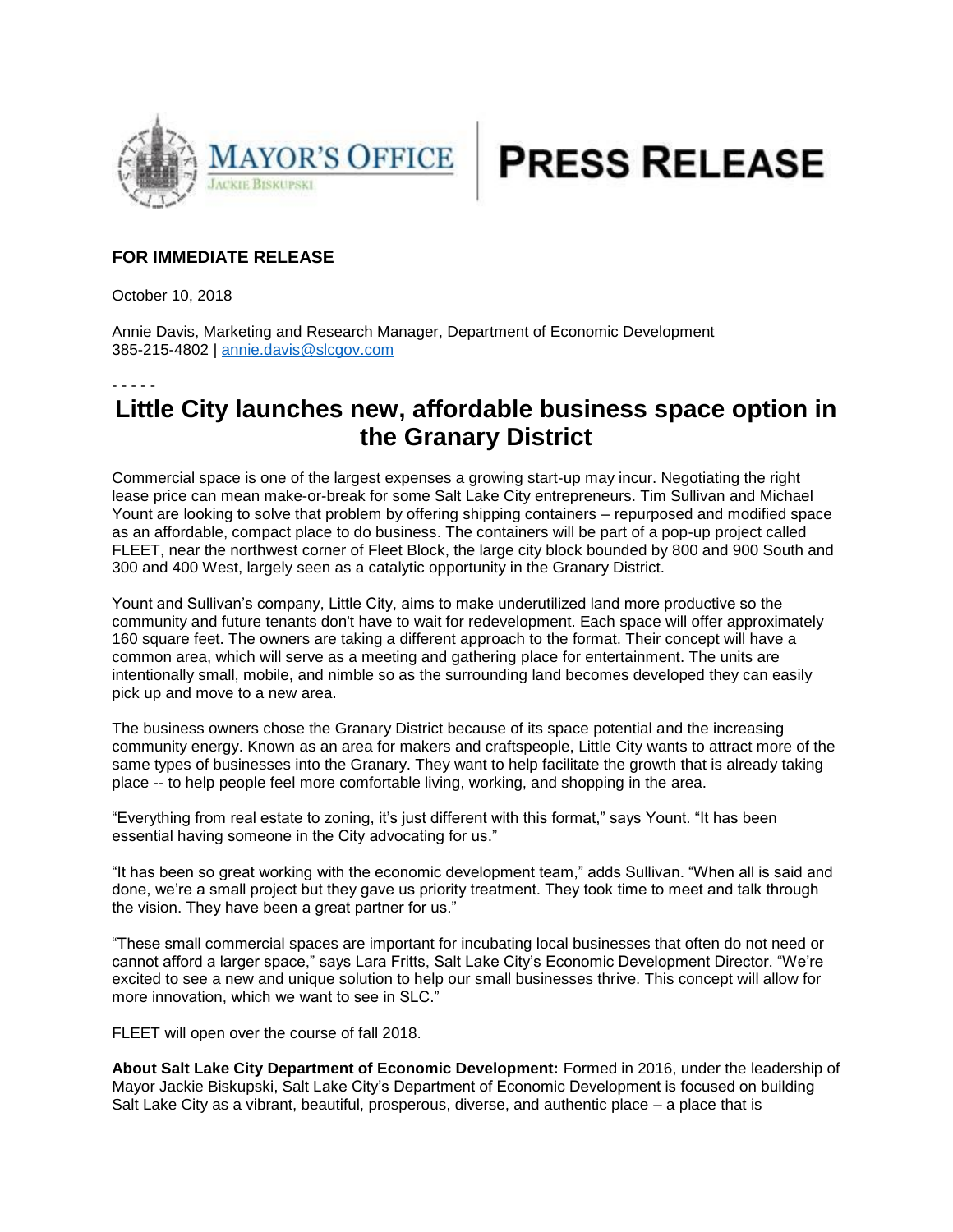MAYOR'S OFFICE
JACKIE BISKUPSKI

PRESS RELEASE

**FOR IMMEDIATE RELEASE**

October 10, 2018

Annie Davis, Marketing and Research Manager, Department of Economic Development
385-215-4802 | annie.davis@slcgov.com

- - - - -

# Little City launches new, affordable business space option in the Granary District

Commercial space is one of the largest expenses a growing start-up may incur. Negotiating the right lease price can mean make-or-break for some Salt Lake City entrepreneurs. Tim Sullivan and Michael Yount are looking to solve that problem by offering shipping containers – repurposed and modified space as an affordable, compact place to do business. The containers will be part of a pop-up project called FLEET, near the northwest corner of Fleet Block, the large city block bounded by 800 and 900 South and 300 and 400 West, largely seen as a catalytic opportunity in the Granary District.

Yount and Sullivan's company, Little City, aims to make underutilized land more productive so the community and future tenants don't have to wait for redevelopment. Each space will offer approximately 160 square feet. The owners are taking a different approach to the format. Their concept will have a common area, which will serve as a meeting and gathering place for entertainment. The units are intentionally small, mobile, and nimble so as the surrounding land becomes developed they can easily pick up and move to a new area.

The business owners chose the Granary District because of its space potential and the increasing community energy. Known as an area for makers and craftspeople, Little City wants to attract more of the same types of businesses into the Granary. They want to help facilitate the growth that is already taking place -- to help people feel more comfortable living, working, and shopping in the area.

"Everything from real estate to zoning, it's just different with this format," says Yount. "It has been essential having someone in the City advocating for us."

"It has been so great working with the economic development team," adds Sullivan. "When all is said and done, we're a small project but they gave us priority treatment. They took time to meet and talk through the vision. They have been a great partner for us."

"These small commercial spaces are important for incubating local businesses that often do not need or cannot afford a larger space," says Lara Fritts, Salt Lake City's Economic Development Director. "We're excited to see a new and unique solution to help our small businesses thrive. This concept will allow for more innovation, which we want to see in SLC."

FLEET will open over the course of fall 2018.

**About Salt Lake City Department of Economic Development:** Formed in 2016, under the leadership of Mayor Jackie Biskupski, Salt Lake City's Department of Economic Development is focused on building Salt Lake City as a vibrant, beautiful, prosperous, diverse, and authentic place – a place that is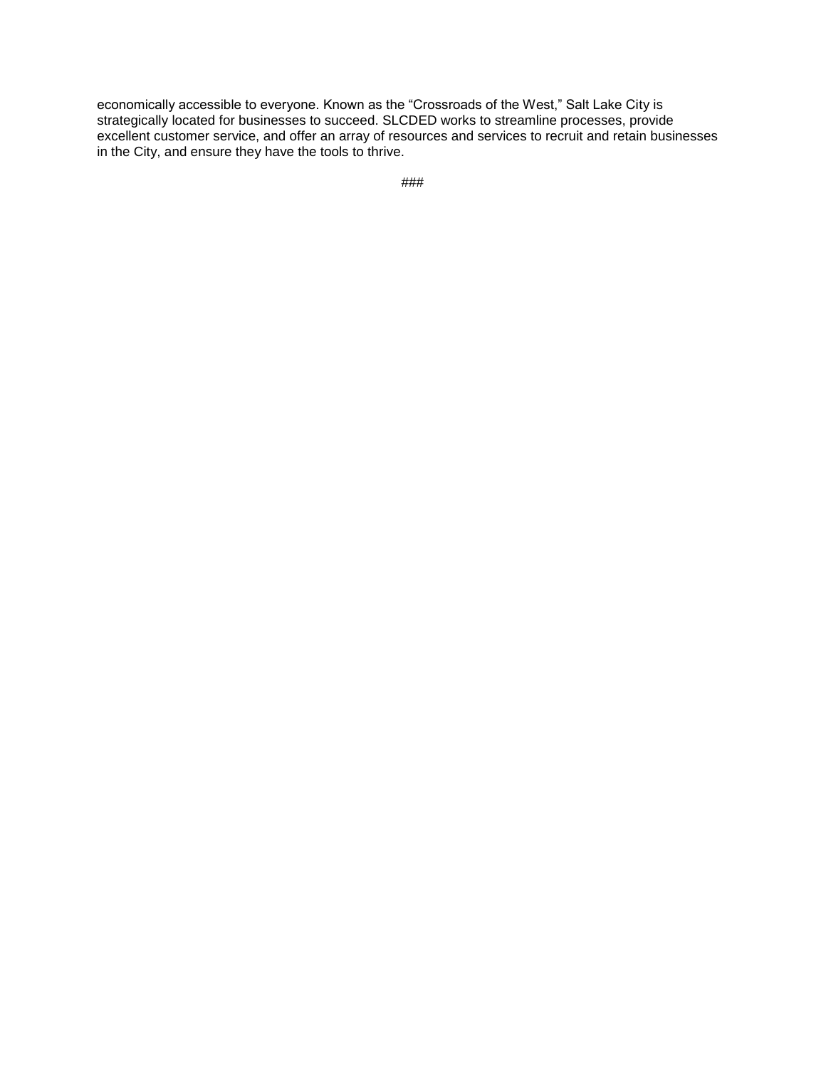economically accessible to everyone. Known as the “Crossroads of the West,” Salt Lake City is strategically located for businesses to succeed. SLCDED works to streamline processes, provide excellent customer service, and offer an array of resources and services to recruit and retain businesses in the City, and ensure they have the tools to thrive.

###